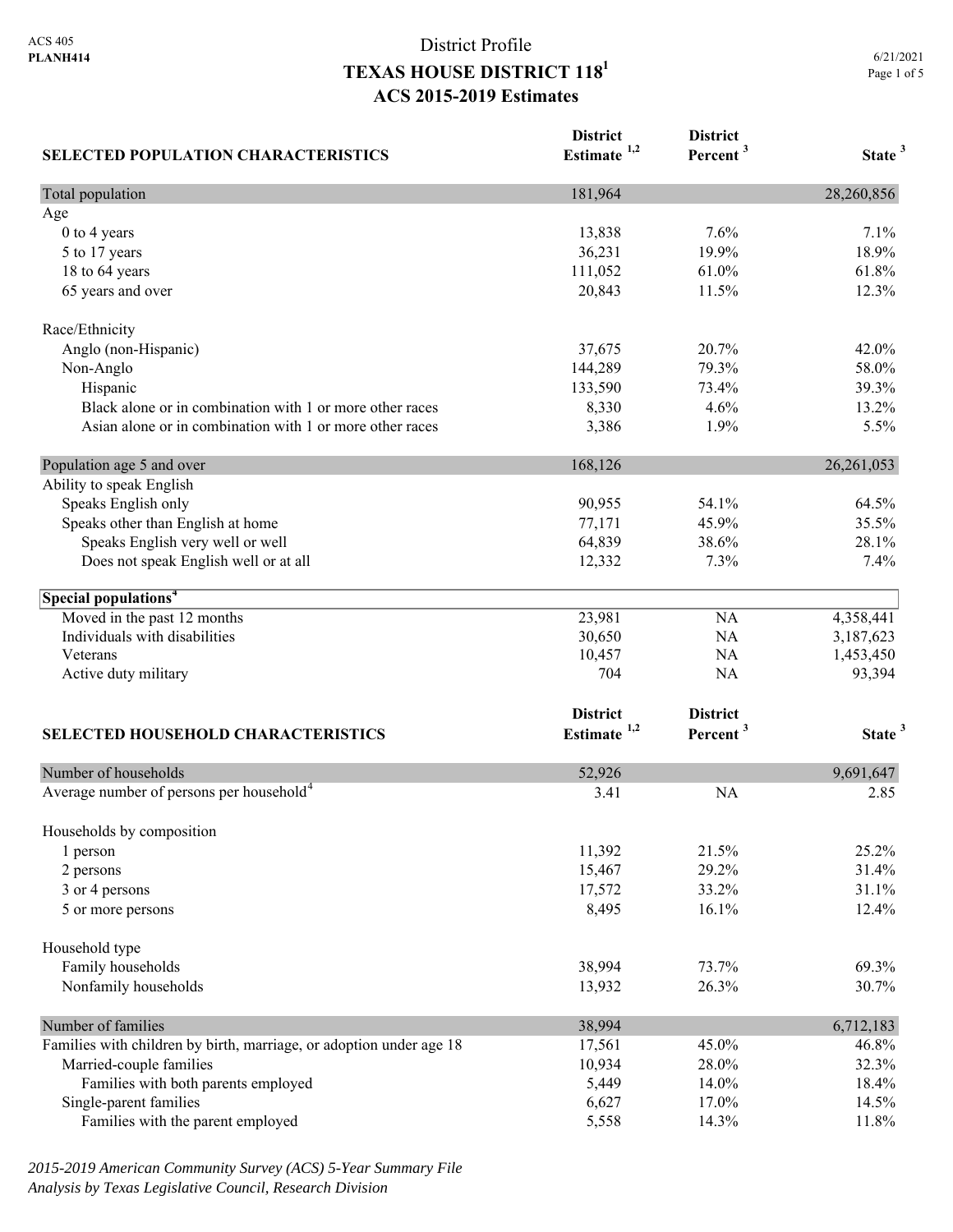ACS 405
**PLANH414**

# District Profile
## TEXAS HOUSE DISTRICT 118[1]
## ACS 2015-2019 Estimates

6/21/2021

| SELECTED POPULATION CHARACTERISTICS | District Estimate [1,2] | District Percent [3] | State [3] |
|---|---|---|---|
| Total population | 181,964 | | 28,260,856 |
| Age | | | |
| 0 to 4 years | 13,838 | 7.6% | 7.1% |
| 5 to 17 years | 36,231 | 19.9% | 18.9% |
| 18 to 64 years | 111,052 | 61.0% | 61.8% |
| 65 years and over | 20,843 | 11.5% | 12.3% |
| Race/Ethnicity | | | |
| Anglo (non-Hispanic) | 37,675 | 20.7% | 42.0% |
| Non-Anglo | 144,289 | 79.3% | 58.0% |
| Hispanic | 133,590 | 73.4% | 39.3% |
| Black alone or in combination with 1 or more other races | 8,330 | 4.6% | 13.2% |
| Asian alone or in combination with 1 or more other races | 3,386 | 1.9% | 5.5% |
| Population age 5 and over | 168,126 | | 26,261,053 |
| Ability to speak English | | | |
| Speaks English only | 90,955 | 54.1% | 64.5% |
| Speaks other than English at home | 77,171 | 45.9% | 35.5% |
| Speaks English very well or well | 64,839 | 38.6% | 28.1% |
| Does not speak English well or at all | 12,332 | 7.3% | 7.4% |
| **Special populations[4]** | | | |
| Moved in the past 12 months | 23,981 | NA | 4,358,441 |
| Individuals with disabilities | 30,650 | NA | 3,187,623 |
| Veterans | 10,457 | NA | 1,453,450 |
| Active duty military | 704 | NA | 93,394 |

| SELECTED HOUSEHOLD CHARACTERISTICS | District Estimate [1,2] | District Percent [3] | State [3] |
|---|---|---|---|
| Number of households | 52,926 | | 9,691,647 |
| Average number of persons per household[4] | 3.41 | NA | 2.85 |
| Households by composition | | | |
| 1 person | 11,392 | 21.5% | 25.2% |
| 2 persons | 15,467 | 29.2% | 31.4% |
| 3 or 4 persons | 17,572 | 33.2% | 31.1% |
| 5 or more persons | 8,495 | 16.1% | 12.4% |
| Household type | | | |
| Family households | 38,994 | 73.7% | 69.3% |
| Nonfamily households | 13,932 | 26.3% | 30.7% |
| Number of families | 38,994 | | 6,712,183 |
| Families with children by birth, marriage, or adoption under age 18 | 17,561 | 45.0% | 46.8% |
| Married-couple families | 10,934 | 28.0% | 32.3% |
| Families with both parents employed | 5,449 | 14.0% | 18.4% |
| Single-parent families | 6,627 | 17.0% | 14.5% |
| Families with the parent employed | 5,558 | 14.3% | 11.8% |

*2015-2019 American Community Survey (ACS) 5-Year Summary File*
*Analysis by Texas Legislative Council, Research Division*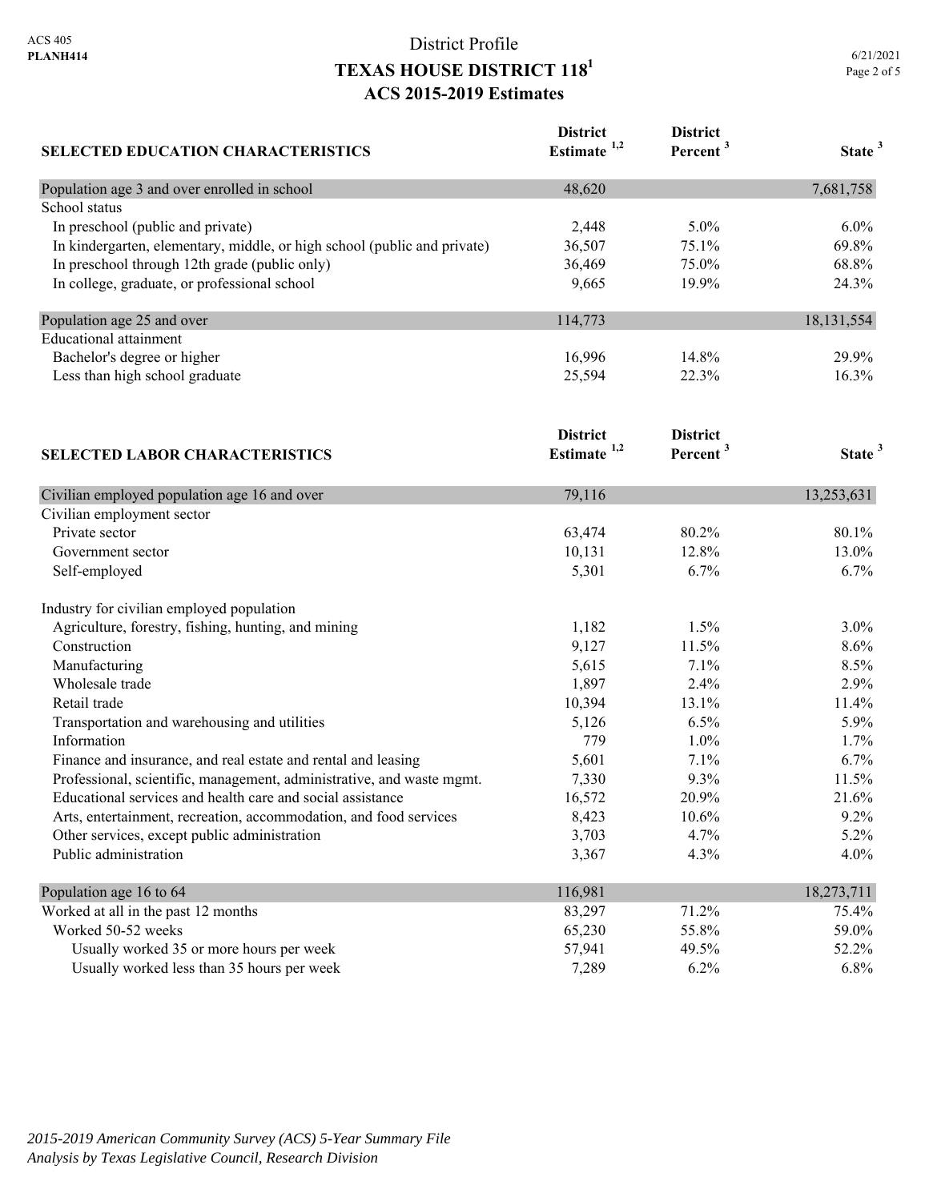# District Profile

## TEXAS HOUSE DISTRICT 118[1]

## ACS 2015-2019 Estimates

| SELECTED EDUCATION CHARACTERISTICS | District Estimate [1,2] | District Percent [3] | State [3] |
|---|---|---|---|
| Population age 3 and over enrolled in school | 48,620 | | 7,681,758 |
| School status | | | |
| In preschool (public and private) | 2,448 | 5.0% | 6.0% |
| In kindergarten, elementary, middle, or high school (public and private) | 36,507 | 75.1% | 69.8% |
| In preschool through 12th grade (public only) | 36,469 | 75.0% | 68.8% |
| In college, graduate, or professional school | 9,665 | 19.9% | 24.3% |
| Population age 25 and over | 114,773 | | 18,131,554 |
| Educational attainment | | | |
| Bachelor's degree or higher | 16,996 | 14.8% | 29.9% |
| Less than high school graduate | 25,594 | 22.3% | 16.3% |

| SELECTED LABOR CHARACTERISTICS | District Estimate [1,2] | District Percent [3] | State [3] |
|---|---|---|---|
| Civilian employed population age 16 and over | 79,116 | | 13,253,631 |
| Civilian employment sector | | | |
| Private sector | 63,474 | 80.2% | 80.1% |
| Government sector | 10,131 | 12.8% | 13.0% |
| Self-employed | 5,301 | 6.7% | 6.7% |
| Industry for civilian employed population | | | |
| Agriculture, forestry, fishing, hunting, and mining | 1,182 | 1.5% | 3.0% |
| Construction | 9,127 | 11.5% | 8.6% |
| Manufacturing | 5,615 | 7.1% | 8.5% |
| Wholesale trade | 1,897 | 2.4% | 2.9% |
| Retail trade | 10,394 | 13.1% | 11.4% |
| Transportation and warehousing and utilities | 5,126 | 6.5% | 5.9% |
| Information | 779 | 1.0% | 1.7% |
| Finance and insurance, and real estate and rental and leasing | 5,601 | 7.1% | 6.7% |
| Professional, scientific, management, administrative, and waste mgmt. | 7,330 | 9.3% | 11.5% |
| Educational services and health care and social assistance | 16,572 | 20.9% | 21.6% |
| Arts, entertainment, recreation, accommodation, and food services | 8,423 | 10.6% | 9.2% |
| Other services, except public administration | 3,703 | 4.7% | 5.2% |
| Public administration | 3,367 | 4.3% | 4.0% |
| Population age 16 to 64 | 116,981 | | 18,273,711 |
| Worked at all in the past 12 months | 83,297 | 71.2% | 75.4% |
| Worked 50-52 weeks | 65,230 | 55.8% | 59.0% |
| Usually worked 35 or more hours per week | 57,941 | 49.5% | 52.2% |
| Usually worked less than 35 hours per week | 7,289 | 6.2% | 6.8% |

*2015-2019 American Community Survey (ACS) 5-Year Summary File*
*Analysis by Texas Legislative Council, Research Division*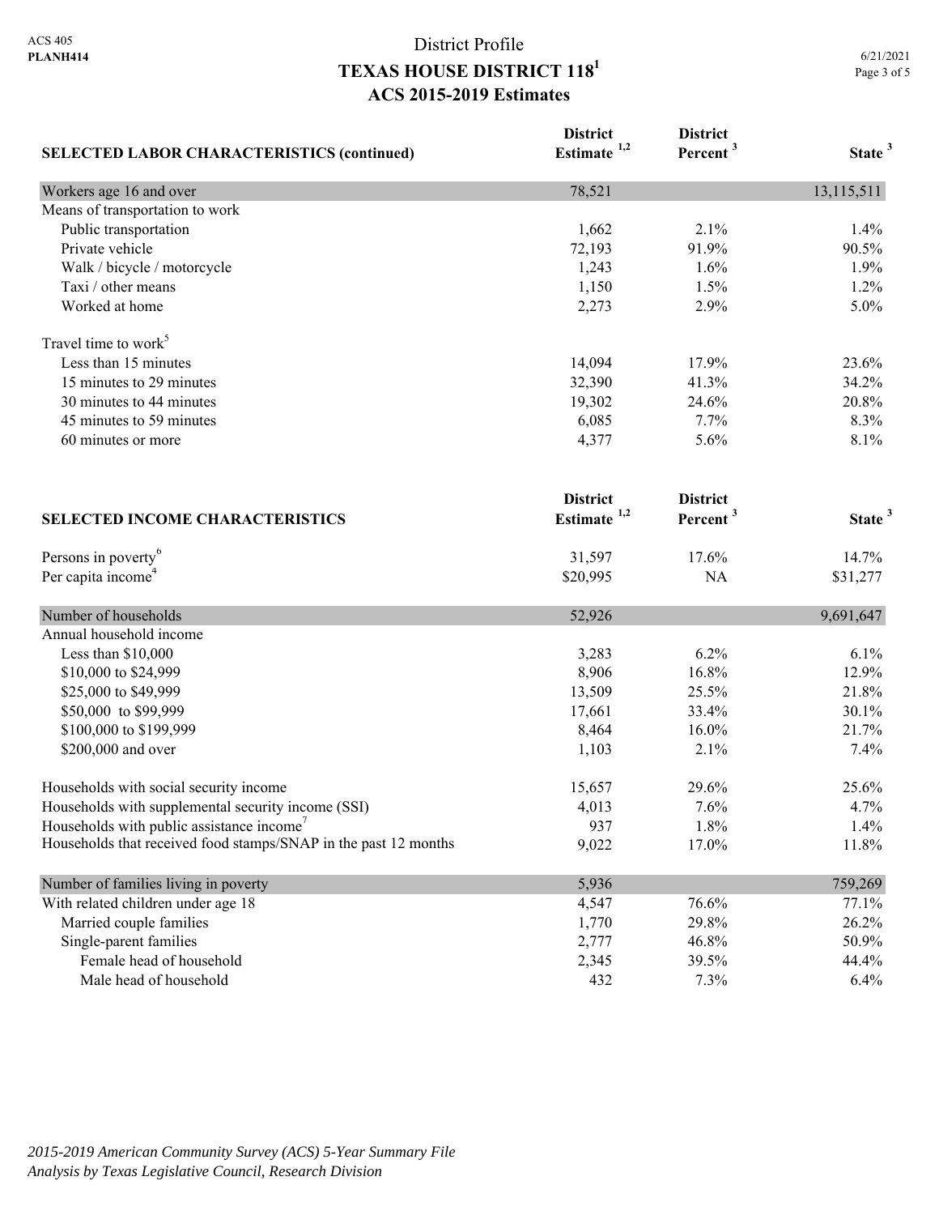# District Profile
# TEXAS HOUSE DISTRICT 118[1]
## ACS 2015-2019 Estimates

| SELECTED LABOR CHARACTERISTICS (continued) | District Estimate [1,2] | District Percent [3] | State [3] |
|---|---|---|---|
| Workers age 16 and over | 78,521 | | 13,115,511 |
| Means of transportation to work | | | |
| Public transportation | 1,662 | 2.1% | 1.4% |
| Private vehicle | 72,193 | 91.9% | 90.5% |
| Walk / bicycle / motorcycle | 1,243 | 1.6% | 1.9% |
| Taxi / other means | 1,150 | 1.5% | 1.2% |
| Worked at home | 2,273 | 2.9% | 5.0% |
| Travel time to work[5] | | | |
| Less than 15 minutes | 14,094 | 17.9% | 23.6% |
| 15 minutes to 29 minutes | 32,390 | 41.3% | 34.2% |
| 30 minutes to 44 minutes | 19,302 | 24.6% | 20.8% |
| 45 minutes to 59 minutes | 6,085 | 7.7% | 8.3% |
| 60 minutes or more | 4,377 | 5.6% | 8.1% |

| SELECTED INCOME CHARACTERISTICS | District Estimate [1,2] | District Percent [3] | State [3] |
|---|---|---|---|
| Persons in poverty[6] | 31,597 | 17.6% | 14.7% |
| Per capita income[4] | $20,995 | NA | $31,277 |
| Number of households | 52,926 | | 9,691,647 |
| Annual household income | | | |
| Less than $10,000 | 3,283 | 6.2% | 6.1% |
| $10,000 to $24,999 | 8,906 | 16.8% | 12.9% |
| $25,000 to $49,999 | 13,509 | 25.5% | 21.8% |
| $50,000 to $99,999 | 17,661 | 33.4% | 30.1% |
| $100,000 to $199,999 | 8,464 | 16.0% | 21.7% |
| $200,000 and over | 1,103 | 2.1% | 7.4% |
| Households with social security income | 15,657 | 29.6% | 25.6% |
| Households with supplemental security income (SSI) | 4,013 | 7.6% | 4.7% |
| Households with public assistance income[7] | 937 | 1.8% | 1.4% |
| Households that received food stamps/SNAP in the past 12 months | 9,022 | 17.0% | 11.8% |
| Number of families living in poverty | 5,936 | | 759,269 |
| With related children under age 18 | 4,547 | 76.6% | 77.1% |
| Married couple families | 1,770 | 29.8% | 26.2% |
| Single-parent families | 2,777 | 46.8% | 50.9% |
| Female head of household | 2,345 | 39.5% | 44.4% |
| Male head of household | 432 | 7.3% | 6.4% |

*2015-2019 American Community Survey (ACS) 5-Year Summary File*
*Analysis by Texas Legislative Council, Research Division*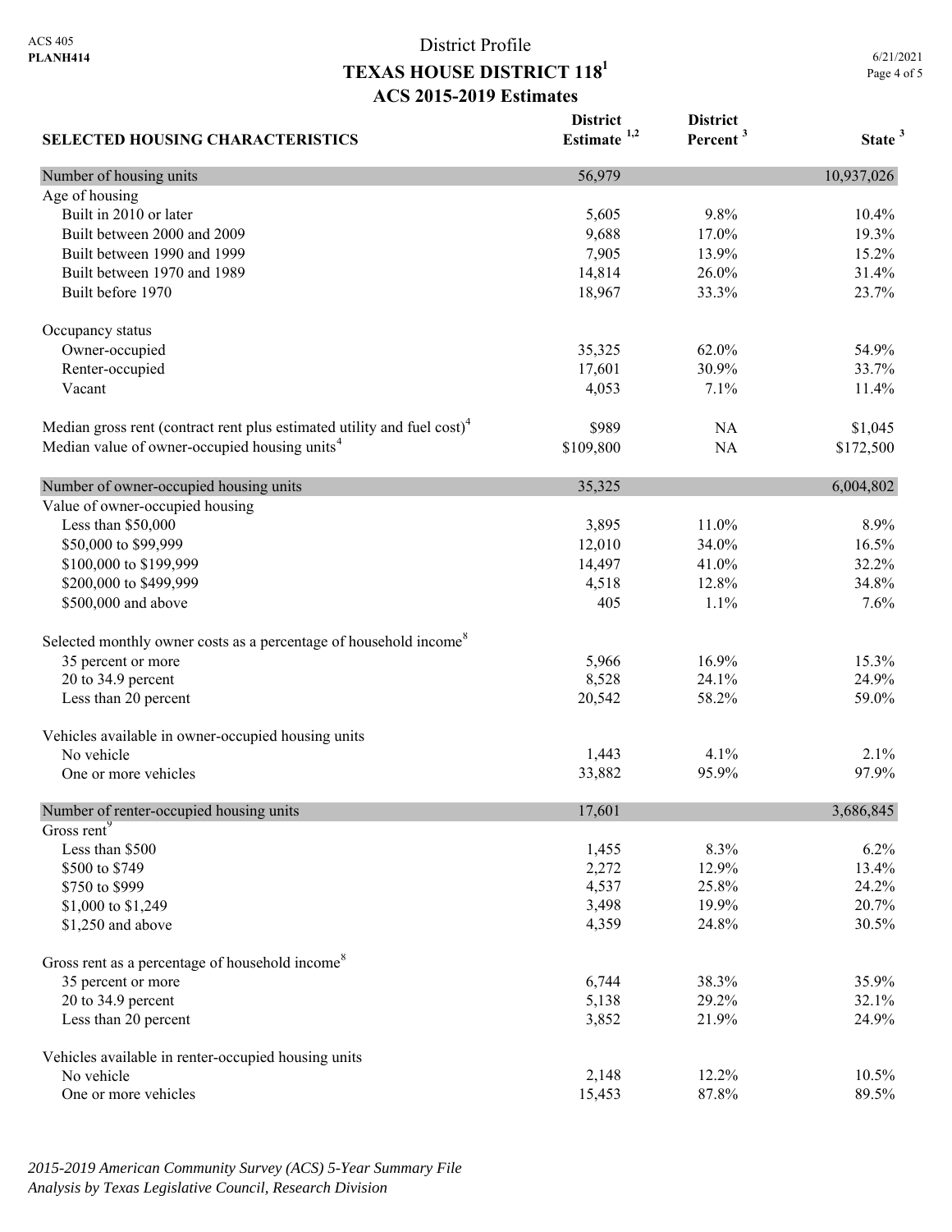ACS 405
**PLANH414**

# District Profile
## TEXAS HOUSE DISTRICT 118[1]
### ACS 2015-2019 Estimates

| SELECTED HOUSING CHARACTERISTICS | District Estimate [1,2] | District Percent [3] | State [3] |
|---|---|---|---|
| Number of housing units | 56,979 | | 10,937,026 |
| Age of housing | | | |
| Built in 2010 or later | 5,605 | 9.8% | 10.4% |
| Built between 2000 and 2009 | 9,688 | 17.0% | 19.3% |
| Built between 1990 and 1999 | 7,905 | 13.9% | 15.2% |
| Built between 1970 and 1989 | 14,814 | 26.0% | 31.4% |
| Built before 1970 | 18,967 | 33.3% | 23.7% |
| Occupancy status | | | |
| Owner-occupied | 35,325 | 62.0% | 54.9% |
| Renter-occupied | 17,601 | 30.9% | 33.7% |
| Vacant | 4,053 | 7.1% | 11.4% |
| Median gross rent (contract rent plus estimated utility and fuel cost)[4] | $989 | NA | $1,045 |
| Median value of owner-occupied housing units[4] | $109,800 | NA | $172,500 |
| Number of owner-occupied housing units | 35,325 | | 6,004,802 |
| Value of owner-occupied housing | | | |
| Less than $50,000 | 3,895 | 11.0% | 8.9% |
| $50,000 to $99,999 | 12,010 | 34.0% | 16.5% |
| $100,000 to $199,999 | 14,497 | 41.0% | 32.2% |
| $200,000 to $499,999 | 4,518 | 12.8% | 34.8% |
| $500,000 and above | 405 | 1.1% | 7.6% |
| Selected monthly owner costs as a percentage of household income[8] | | | |
| 35 percent or more | 5,966 | 16.9% | 15.3% |
| 20 to 34.9 percent | 8,528 | 24.1% | 24.9% |
| Less than 20 percent | 20,542 | 58.2% | 59.0% |
| Vehicles available in owner-occupied housing units | | | |
| No vehicle | 1,443 | 4.1% | 2.1% |
| One or more vehicles | 33,882 | 95.9% | 97.9% |
| Number of renter-occupied housing units | 17,601 | | 3,686,845 |
| Gross rent[9] | | | |
| Less than $500 | 1,455 | 8.3% | 6.2% |
| $500 to $749 | 2,272 | 12.9% | 13.4% |
| $750 to $999 | 4,537 | 25.8% | 24.2% |
| $1,000 to $1,249 | 3,498 | 19.9% | 20.7% |
| $1,250 and above | 4,359 | 24.8% | 30.5% |
| Gross rent as a percentage of household income[8] | | | |
| 35 percent or more | 6,744 | 38.3% | 35.9% |
| 20 to 34.9 percent | 5,138 | 29.2% | 32.1% |
| Less than 20 percent | 3,852 | 21.9% | 24.9% |
| Vehicles available in renter-occupied housing units | | | |
| No vehicle | 2,148 | 12.2% | 10.5% |
| One or more vehicles | 15,453 | 87.8% | 89.5% |

*2015-2019 American Community Survey (ACS) 5-Year Summary File*
*Analysis by Texas Legislative Council, Research Division*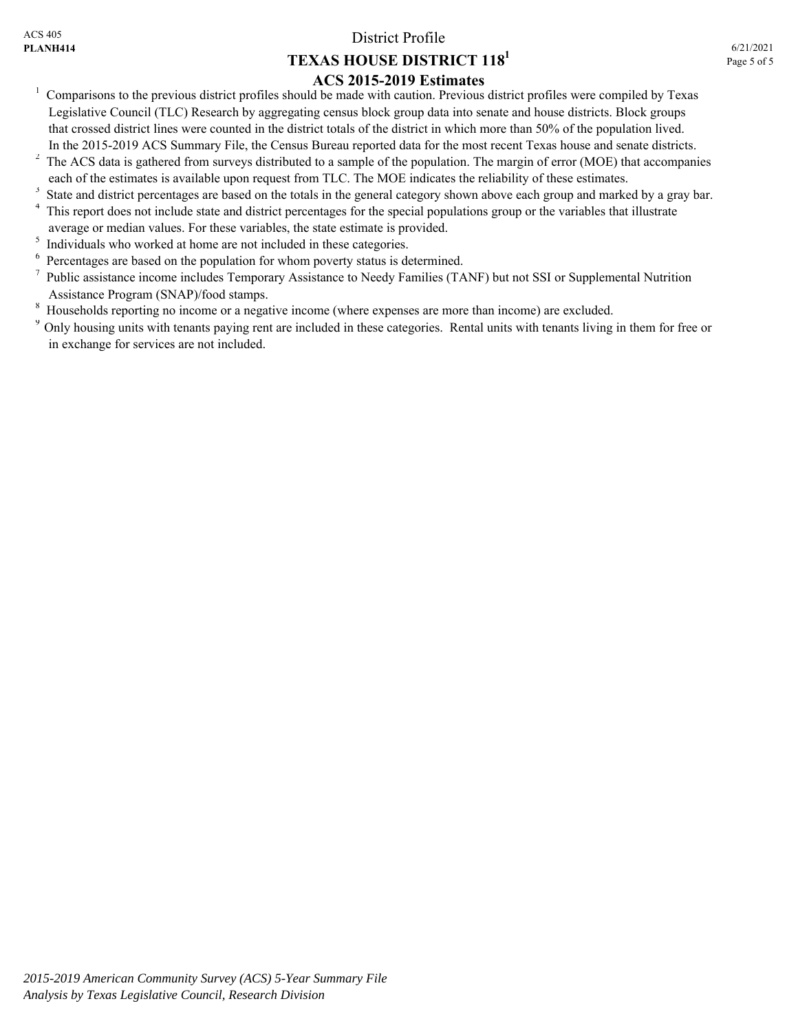1. Comparisons to the previous district profiles should be made with caution. Previous district profiles were compiled by Texas Legislative Council (TLC) Research by aggregating census block group data into senate and house districts. Block groups that crossed district lines were counted in the district totals of the district in which more than 50% of the population lived. In the 2015-2019 ACS Summary File, the Census Bureau reported data for the most recent Texas house and senate districts.
2. The ACS data is gathered from surveys distributed to a sample of the population. The margin of error (MOE) that accompanies each of the estimates is available upon request from TLC. The MOE indicates the reliability of these estimates.
3. State and district percentages are based on the totals in the general category shown above each group and marked by a gray bar.
4. This report does not include state and district percentages for the special populations group or the variables that illustrate average or median values. For these variables, the state estimate is provided.
5. Individuals who worked at home are not included in these categories.
6. Percentages are based on the population for whom poverty status is determined.
7. Public assistance income includes Temporary Assistance to Needy Families (TANF) but not SSI or Supplemental Nutrition Assistance Program (SNAP)/food stamps.
8. Households reporting no income or a negative income (where expenses are more than income) are excluded.
9. Only housing units with tenants paying rent are included in these categories. Rental units with tenants living in them for free or in exchange for services are not included.

*2015-2019 American Community Survey (ACS) 5-Year Summary File*
*Analysis by Texas Legislative Council, Research Division*